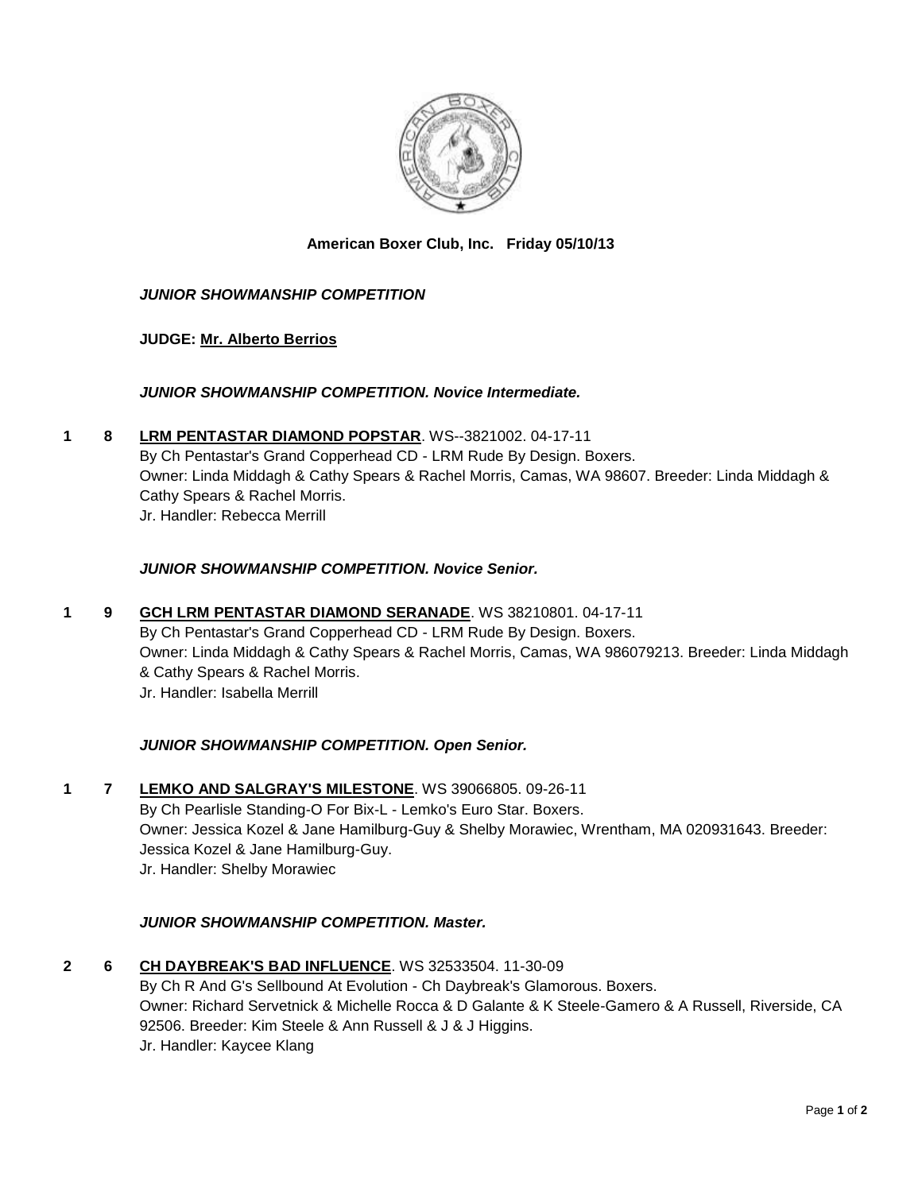**American Boxer Club, Inc.   Friday 05/10/13**

***JUNIOR SHOWMANSHIP COMPETITION***

**JUDGE: Mr. Alberto Berrios**

***JUNIOR SHOWMANSHIP COMPETITION. Novice Intermediate.***

**1  8  LRM PENTASTAR DIAMOND POPSTAR**. WS--3821002. 04-17-11
By Ch Pentastar's Grand Copperhead CD - LRM Rude By Design. Boxers.
Owner: Linda Middagh & Cathy Spears & Rachel Morris, Camas, WA 98607. Breeder: Linda Middagh & Cathy Spears & Rachel Morris.
Jr. Handler: Rebecca Merrill

***JUNIOR SHOWMANSHIP COMPETITION. Novice Senior.***

**1  9  GCH LRM PENTASTAR DIAMOND SERANADE**. WS 38210801. 04-17-11
By Ch Pentastar's Grand Copperhead CD - LRM Rude By Design. Boxers.
Owner: Linda Middagh & Cathy Spears & Rachel Morris, Camas, WA 986079213. Breeder: Linda Middagh & Cathy Spears & Rachel Morris.
Jr. Handler: Isabella Merrill

***JUNIOR SHOWMANSHIP COMPETITION. Open Senior.***

**1  7  LEMKO AND SALGRAY'S MILESTONE**. WS 39066805. 09-26-11
By Ch Pearlisle Standing-O For Bix-L - Lemko's Euro Star. Boxers.
Owner: Jessica Kozel & Jane Hamilburg-Guy & Shelby Morawiec, Wrentham, MA 020931643. Breeder: Jessica Kozel & Jane Hamilburg-Guy.
Jr. Handler: Shelby Morawiec

***JUNIOR SHOWMANSHIP COMPETITION. Master.***

**2  6  CH DAYBREAK'S BAD INFLUENCE**. WS 32533504. 11-30-09
By Ch R And G's Sellbound At Evolution - Ch Daybreak's Glamorous. Boxers.
Owner: Richard Servetnick & Michelle Rocca & D Galante & K Steele-Gamero & A Russell, Riverside, CA 92506. Breeder: Kim Steele & Ann Russell & J & J Higgins.
Jr. Handler: Kaycee Klang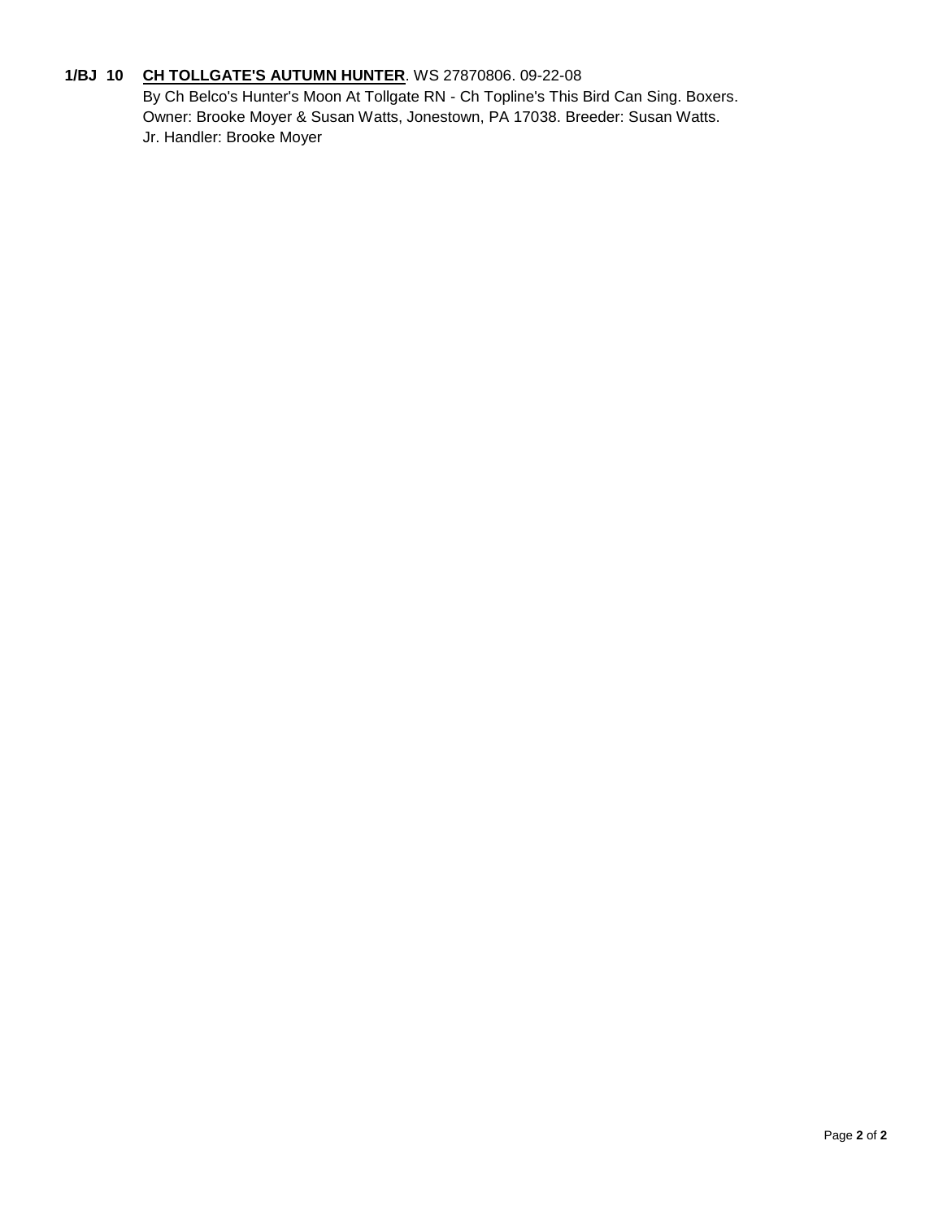**1/BJ 10** **CH TOLLGATE'S AUTUMN HUNTER**. WS 27870806. 09-22-08
By Ch Belco's Hunter's Moon At Tollgate RN - Ch Topline's This Bird Can Sing. Boxers.
Owner: Brooke Moyer & Susan Watts, Jonestown, PA 17038. Breeder: Susan Watts.
Jr. Handler: Brooke Moyer